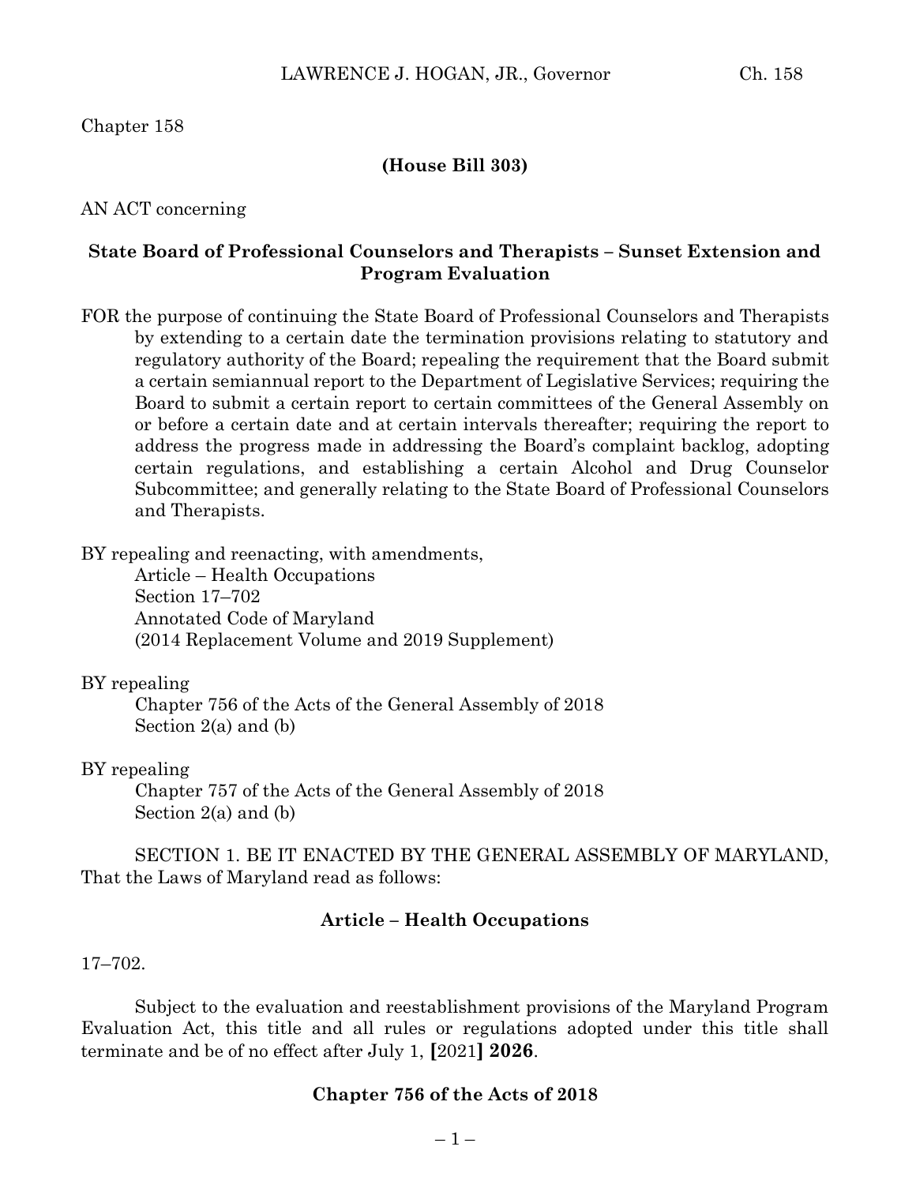Chapter 158

**(House Bill 303)**

AN ACT concerning

**State Board of Professional Counselors and Therapists – Sunset Extension and Program Evaluation**

FOR the purpose of continuing the State Board of Professional Counselors and Therapists by extending to a certain date the termination provisions relating to statutory and regulatory authority of the Board; repealing the requirement that the Board submit a certain semiannual report to the Department of Legislative Services; requiring the Board to submit a certain report to certain committees of the General Assembly on or before a certain date and at certain intervals thereafter; requiring the report to address the progress made in addressing the Board's complaint backlog, adopting certain regulations, and establishing a certain Alcohol and Drug Counselor Subcommittee; and generally relating to the State Board of Professional Counselors and Therapists.

BY repealing and reenacting, with amendments,
Article – Health Occupations
Section 17–702
Annotated Code of Maryland
(2014 Replacement Volume and 2019 Supplement)

BY repealing
Chapter 756 of the Acts of the General Assembly of 2018
Section 2(a) and (b)

BY repealing
Chapter 757 of the Acts of the General Assembly of 2018
Section 2(a) and (b)

SECTION 1. BE IT ENACTED BY THE GENERAL ASSEMBLY OF MARYLAND, That the Laws of Maryland read as follows:

**Article – Health Occupations**

17–702.

Subject to the evaluation and reestablishment provisions of the Maryland Program Evaluation Act, this title and all rules or regulations adopted under this title shall terminate and be of no effect after July 1, **[**2021**] 2026**.

**Chapter 756 of the Acts of 2018**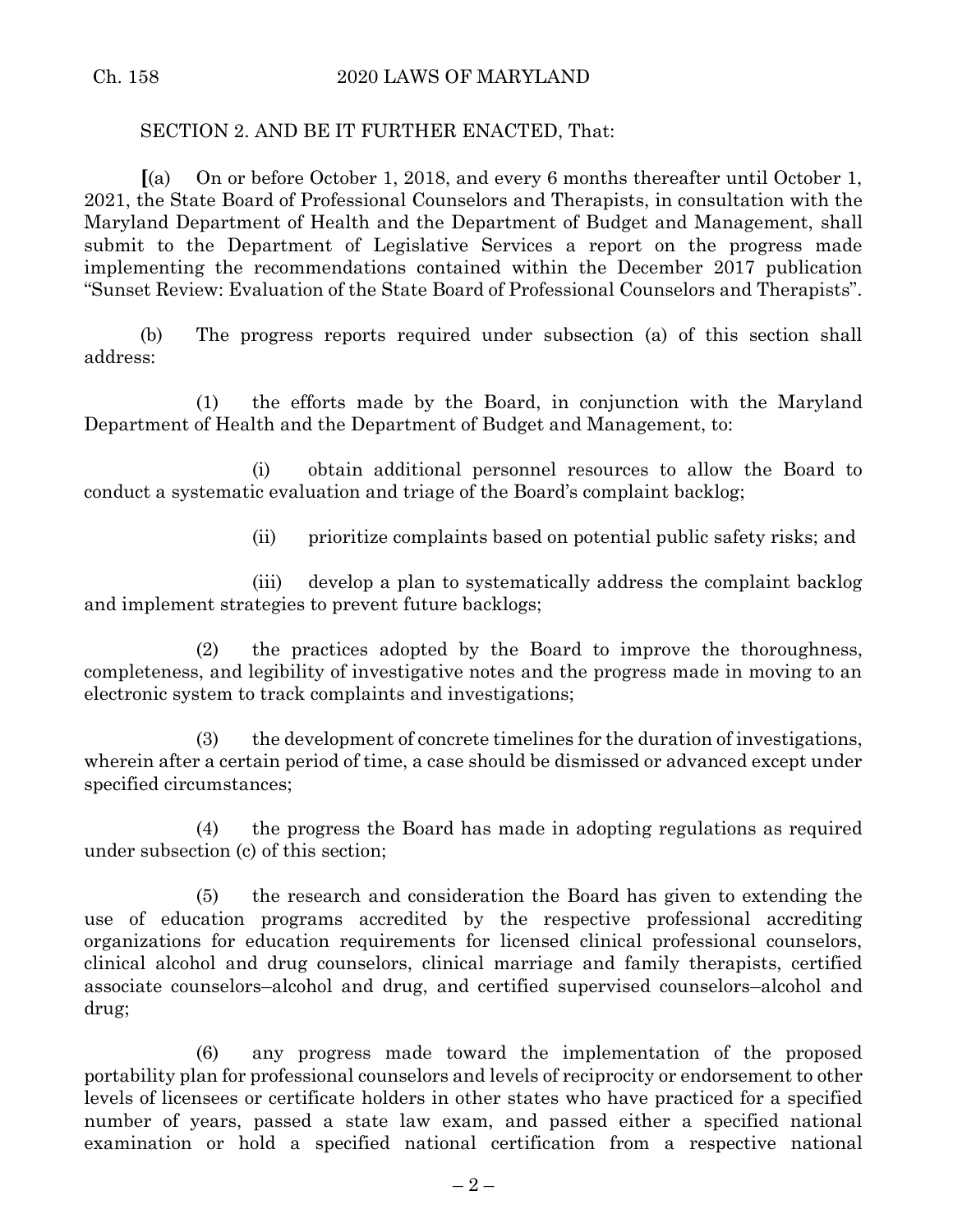SECTION 2. AND BE IT FURTHER ENACTED, That:

[(a) On or before October 1, 2018, and every 6 months thereafter until October 1, 2021, the State Board of Professional Counselors and Therapists, in consultation with the Maryland Department of Health and the Department of Budget and Management, shall submit to the Department of Legislative Services a report on the progress made implementing the recommendations contained within the December 2017 publication "Sunset Review: Evaluation of the State Board of Professional Counselors and Therapists".

(b) The progress reports required under subsection (a) of this section shall address:

(1) the efforts made by the Board, in conjunction with the Maryland Department of Health and the Department of Budget and Management, to:

(i) obtain additional personnel resources to allow the Board to conduct a systematic evaluation and triage of the Board's complaint backlog;

(ii) prioritize complaints based on potential public safety risks; and

(iii) develop a plan to systematically address the complaint backlog and implement strategies to prevent future backlogs;

(2) the practices adopted by the Board to improve the thoroughness, completeness, and legibility of investigative notes and the progress made in moving to an electronic system to track complaints and investigations;

(3) the development of concrete timelines for the duration of investigations, wherein after a certain period of time, a case should be dismissed or advanced except under specified circumstances;

(4) the progress the Board has made in adopting regulations as required under subsection (c) of this section;

(5) the research and consideration the Board has given to extending the use of education programs accredited by the respective professional accrediting organizations for education requirements for licensed clinical professional counselors, clinical alcohol and drug counselors, clinical marriage and family therapists, certified associate counselors–alcohol and drug, and certified supervised counselors–alcohol and drug;

(6) any progress made toward the implementation of the proposed portability plan for professional counselors and levels of reciprocity or endorsement to other levels of licensees or certificate holders in other states who have practiced for a specified number of years, passed a state law exam, and passed either a specified national examination or hold a specified national certification from a respective national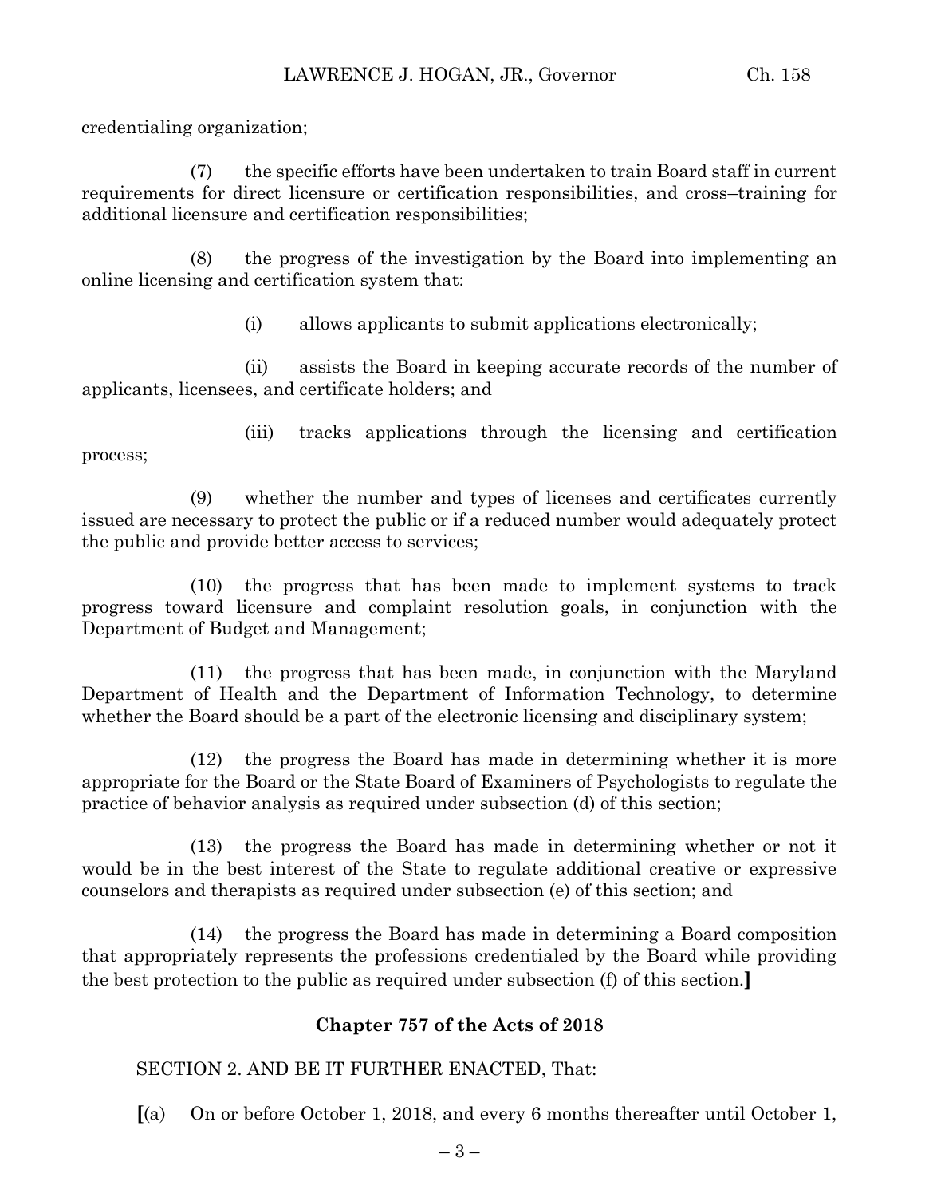credentialing organization;

(7) the specific efforts have been undertaken to train Board staff in current requirements for direct licensure or certification responsibilities, and cross–training for additional licensure and certification responsibilities;

(8) the progress of the investigation by the Board into implementing an online licensing and certification system that:

(i) allows applicants to submit applications electronically;

(ii) assists the Board in keeping accurate records of the number of applicants, licensees, and certificate holders; and

(iii) tracks applications through the licensing and certification process;

(9) whether the number and types of licenses and certificates currently issued are necessary to protect the public or if a reduced number would adequately protect the public and provide better access to services;

(10) the progress that has been made to implement systems to track progress toward licensure and complaint resolution goals, in conjunction with the Department of Budget and Management;

(11) the progress that has been made, in conjunction with the Maryland Department of Health and the Department of Information Technology, to determine whether the Board should be a part of the electronic licensing and disciplinary system;

(12) the progress the Board has made in determining whether it is more appropriate for the Board or the State Board of Examiners of Psychologists to regulate the practice of behavior analysis as required under subsection (d) of this section;

(13) the progress the Board has made in determining whether or not it would be in the best interest of the State to regulate additional creative or expressive counselors and therapists as required under subsection (e) of this section; and

(14) the progress the Board has made in determining a Board composition that appropriately represents the professions credentialed by the Board while providing the best protection to the public as required under subsection (f) of this section.**]**

**Chapter 757 of the Acts of 2018**

SECTION 2. AND BE IT FURTHER ENACTED, That:

**[**(a) On or before October 1, 2018, and every 6 months thereafter until October 1,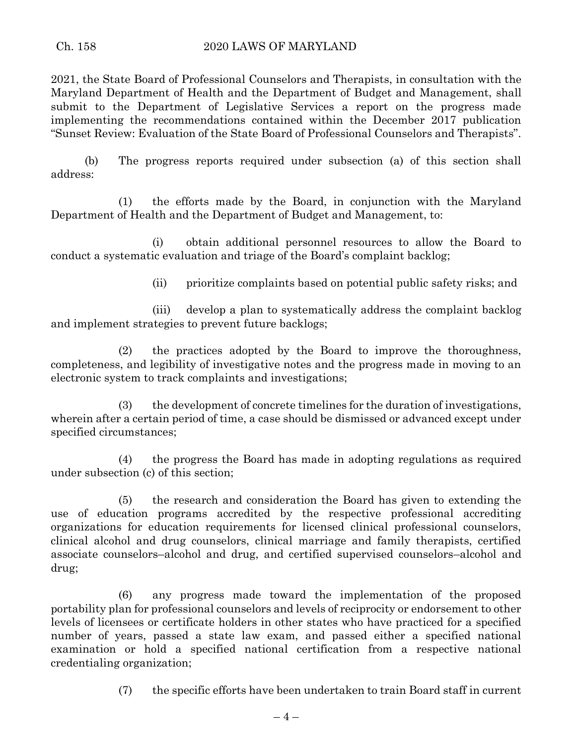2021, the State Board of Professional Counselors and Therapists, in consultation with the Maryland Department of Health and the Department of Budget and Management, shall submit to the Department of Legislative Services a report on the progress made implementing the recommendations contained within the December 2017 publication "Sunset Review: Evaluation of the State Board of Professional Counselors and Therapists".

(b) The progress reports required under subsection (a) of this section shall address:

(1) the efforts made by the Board, in conjunction with the Maryland Department of Health and the Department of Budget and Management, to:

(i) obtain additional personnel resources to allow the Board to conduct a systematic evaluation and triage of the Board's complaint backlog;

(ii) prioritize complaints based on potential public safety risks; and

(iii) develop a plan to systematically address the complaint backlog and implement strategies to prevent future backlogs;

(2) the practices adopted by the Board to improve the thoroughness, completeness, and legibility of investigative notes and the progress made in moving to an electronic system to track complaints and investigations;

(3) the development of concrete timelines for the duration of investigations, wherein after a certain period of time, a case should be dismissed or advanced except under specified circumstances;

(4) the progress the Board has made in adopting regulations as required under subsection (c) of this section;

(5) the research and consideration the Board has given to extending the use of education programs accredited by the respective professional accrediting organizations for education requirements for licensed clinical professional counselors, clinical alcohol and drug counselors, clinical marriage and family therapists, certified associate counselors–alcohol and drug, and certified supervised counselors–alcohol and drug;

(6) any progress made toward the implementation of the proposed portability plan for professional counselors and levels of reciprocity or endorsement to other levels of licensees or certificate holders in other states who have practiced for a specified number of years, passed a state law exam, and passed either a specified national examination or hold a specified national certification from a respective national credentialing organization;

(7) the specific efforts have been undertaken to train Board staff in current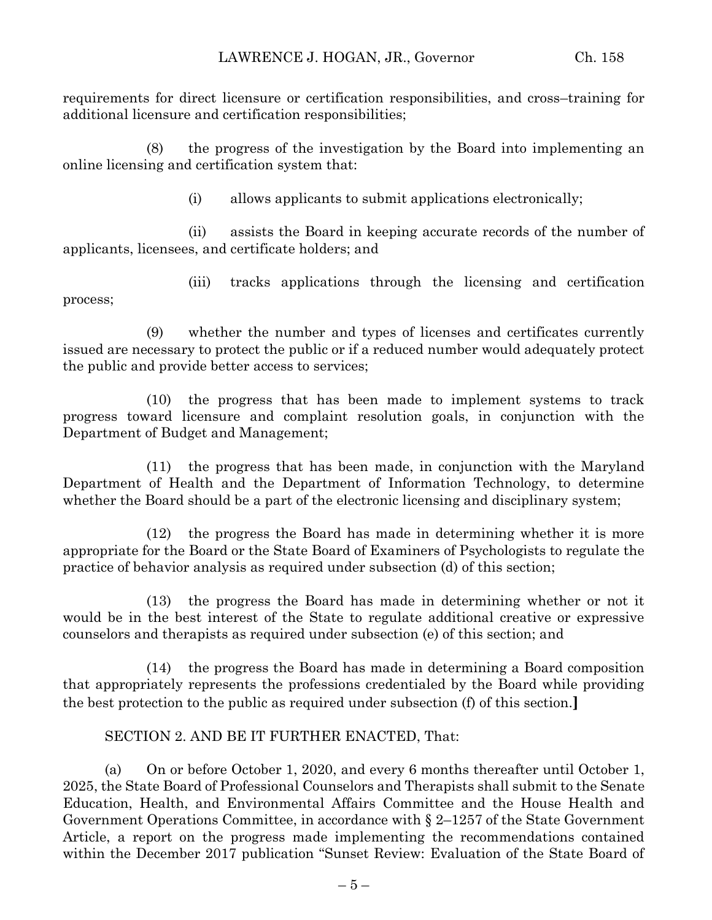requirements for direct licensure or certification responsibilities, and cross–training for additional licensure and certification responsibilities;

(8) the progress of the investigation by the Board into implementing an online licensing and certification system that:

(i) allows applicants to submit applications electronically;

(ii) assists the Board in keeping accurate records of the number of applicants, licensees, and certificate holders; and

(iii) tracks applications through the licensing and certification process;

(9) whether the number and types of licenses and certificates currently issued are necessary to protect the public or if a reduced number would adequately protect the public and provide better access to services;

(10) the progress that has been made to implement systems to track progress toward licensure and complaint resolution goals, in conjunction with the Department of Budget and Management;

(11) the progress that has been made, in conjunction with the Maryland Department of Health and the Department of Information Technology, to determine whether the Board should be a part of the electronic licensing and disciplinary system;

(12) the progress the Board has made in determining whether it is more appropriate for the Board or the State Board of Examiners of Psychologists to regulate the practice of behavior analysis as required under subsection (d) of this section;

(13) the progress the Board has made in determining whether or not it would be in the best interest of the State to regulate additional creative or expressive counselors and therapists as required under subsection (e) of this section; and

(14) the progress the Board has made in determining a Board composition that appropriately represents the professions credentialed by the Board while providing the best protection to the public as required under subsection (f) of this section.**]**

SECTION 2. AND BE IT FURTHER ENACTED, That:

(a) On or before October 1, 2020, and every 6 months thereafter until October 1, 2025, the State Board of Professional Counselors and Therapists shall submit to the Senate Education, Health, and Environmental Affairs Committee and the House Health and Government Operations Committee, in accordance with § 2–1257 of the State Government Article, a report on the progress made implementing the recommendations contained within the December 2017 publication "Sunset Review: Evaluation of the State Board of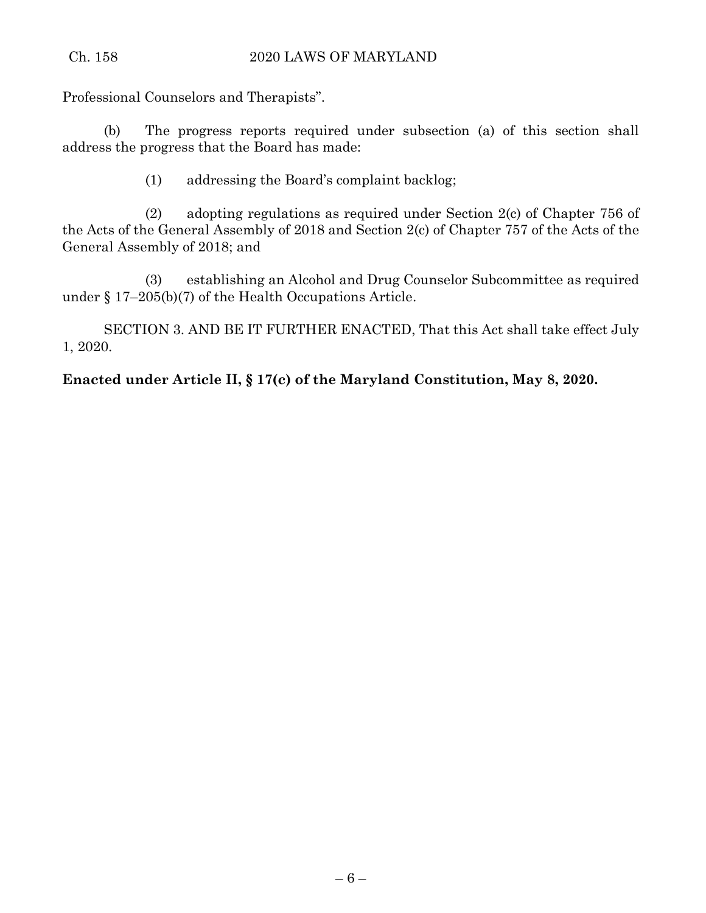Professional Counselors and Therapists".

(b) The progress reports required under subsection (a) of this section shall address the progress that the Board has made:

(1) addressing the Board's complaint backlog;

(2) adopting regulations as required under Section 2(c) of Chapter 756 of the Acts of the General Assembly of 2018 and Section 2(c) of Chapter 757 of the Acts of the General Assembly of 2018; and

(3) establishing an Alcohol and Drug Counselor Subcommittee as required under § 17–205(b)(7) of the Health Occupations Article.

SECTION 3. AND BE IT FURTHER ENACTED, That this Act shall take effect July 1, 2020.

**Enacted under Article II, § 17(c) of the Maryland Constitution, May 8, 2020.**